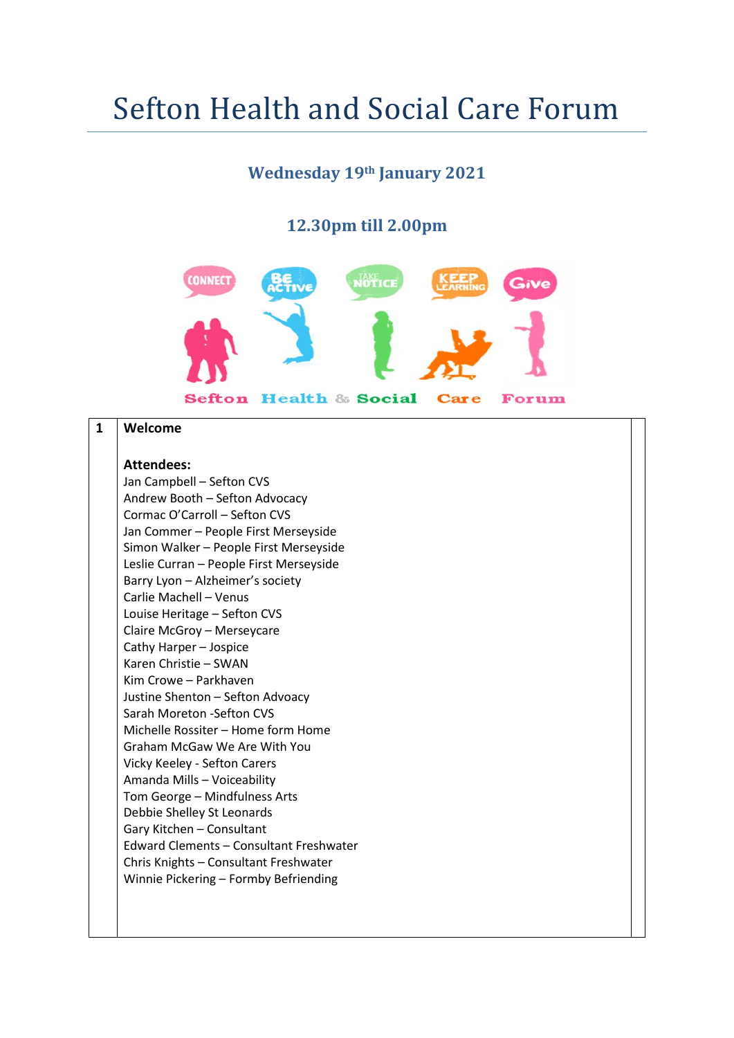# Sefton Health and Social Care Forum

### Wednesday 19th January 2021

### 12.30pm till 2.00pm

| 1 | **Welcome**<br><br>**Attendees:**<br>Jan Campbell – Sefton CVS<br>Andrew Booth – Sefton Advocacy<br>Cormac O'Carroll – Sefton CVS<br>Jan Commer – People First Merseyside<br>Simon Walker – People First Merseyside<br>Leslie Curran – People First Merseyside<br>Barry Lyon – Alzheimer's society<br>Carlie Machell – Venus<br>Louise Heritage – Sefton CVS<br>Claire McGroy – Merseycare<br>Cathy Harper – Jospice<br>Karen Christie – SWAN<br>Kim Crowe – Parkhaven<br>Justine Shenton – Sefton Advocacy<br>Sarah Moreton -Sefton CVS<br>Michelle Rossiter – Home form Home<br>Graham McGaw We Are With You<br>Vicky Keeley - Sefton Carers<br>Amanda Mills – Voiceability<br>Tom George – Mindfulness Arts<br>Debbie Shelley St Leonards<br>Gary Kitchen – Consultant<br>Edward Clements – Consultant Freshwater<br>Chris Knights – Consultant Freshwater<br>Winnie Pickering – Formby Befriending | |
|---|---|---|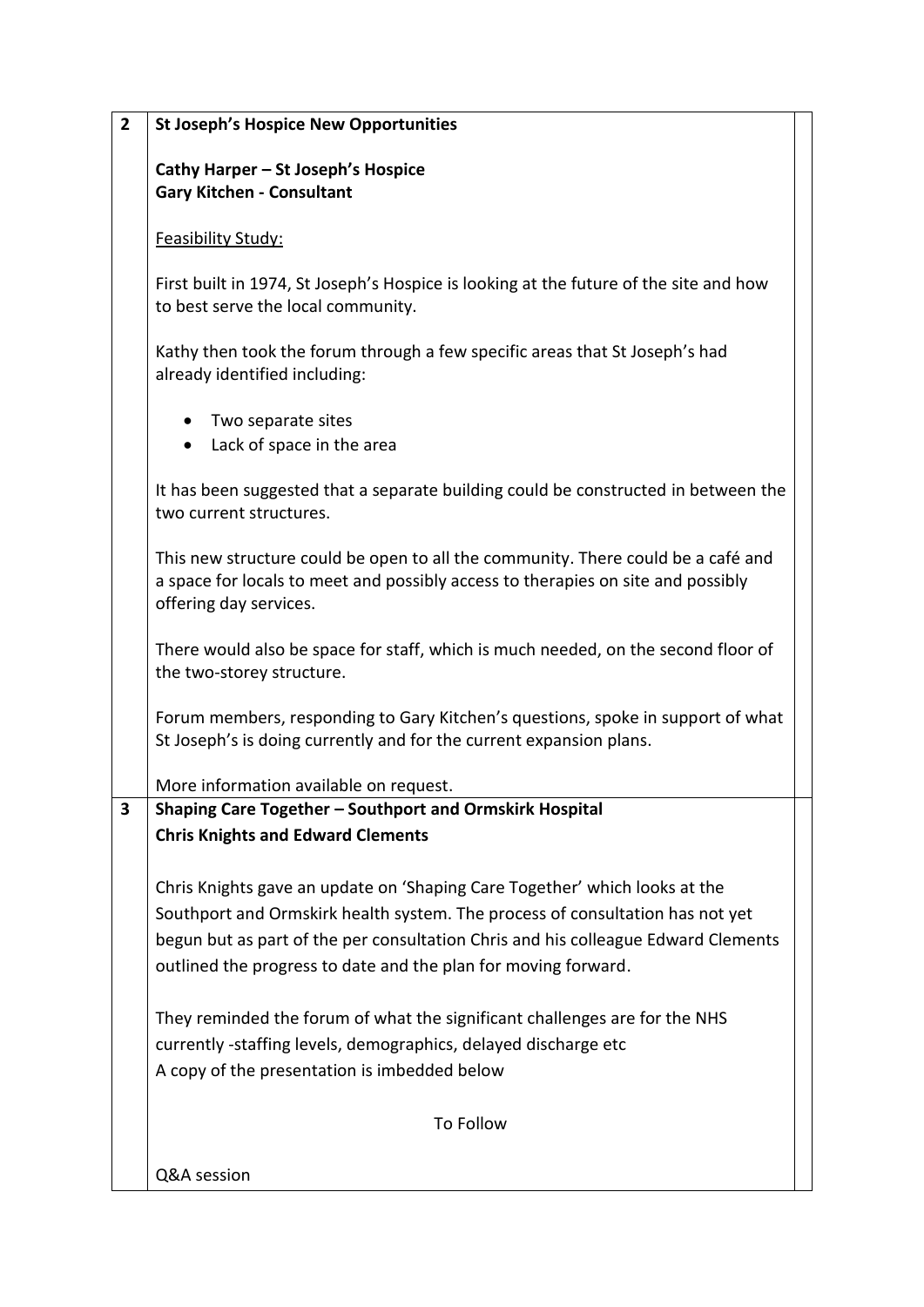| | | |
|---|---|---|
| **2** | **St Joseph's Hospice New Opportunities**<br><br>**Cathy Harper – St Joseph's Hospice**<br>**Gary Kitchen - Consultant**<br><br><u>Feasibility Study:</u><br><br>First built in 1974, St Joseph's Hospice is looking at the future of the site and how to best serve the local community.<br><br>Kathy then took the forum through a few specific areas that St Joseph's had already identified including:<br><br>• Two separate sites<br>• Lack of space in the area<br><br>It has been suggested that a separate building could be constructed in between the two current structures.<br><br>This new structure could be open to all the community. There could be a café and a space for locals to meet and possibly access to therapies on site and possibly offering day services.<br><br>There would also be space for staff, which is much needed, on the second floor of the two-storey structure.<br><br>Forum members, responding to Gary Kitchen's questions, spoke in support of what St Joseph's is doing currently and for the current expansion plans.<br><br>More information available on request. | |
| **3** | **Shaping Care Together – Southport and Ormskirk Hospital**<br>**Chris Knights and Edward Clements**<br><br>Chris Knights gave an update on 'Shaping Care Together' which looks at the Southport and Ormskirk health system. The process of consultation has not yet begun but as part of the per consultation Chris and his colleague Edward Clements outlined the progress to date and the plan for moving forward.<br><br>They reminded the forum of what the significant challenges are for the NHS currently -staffing levels, demographics, delayed discharge etc<br>A copy of the presentation is imbedded below<br><br>To Follow<br><br>Q&A session | |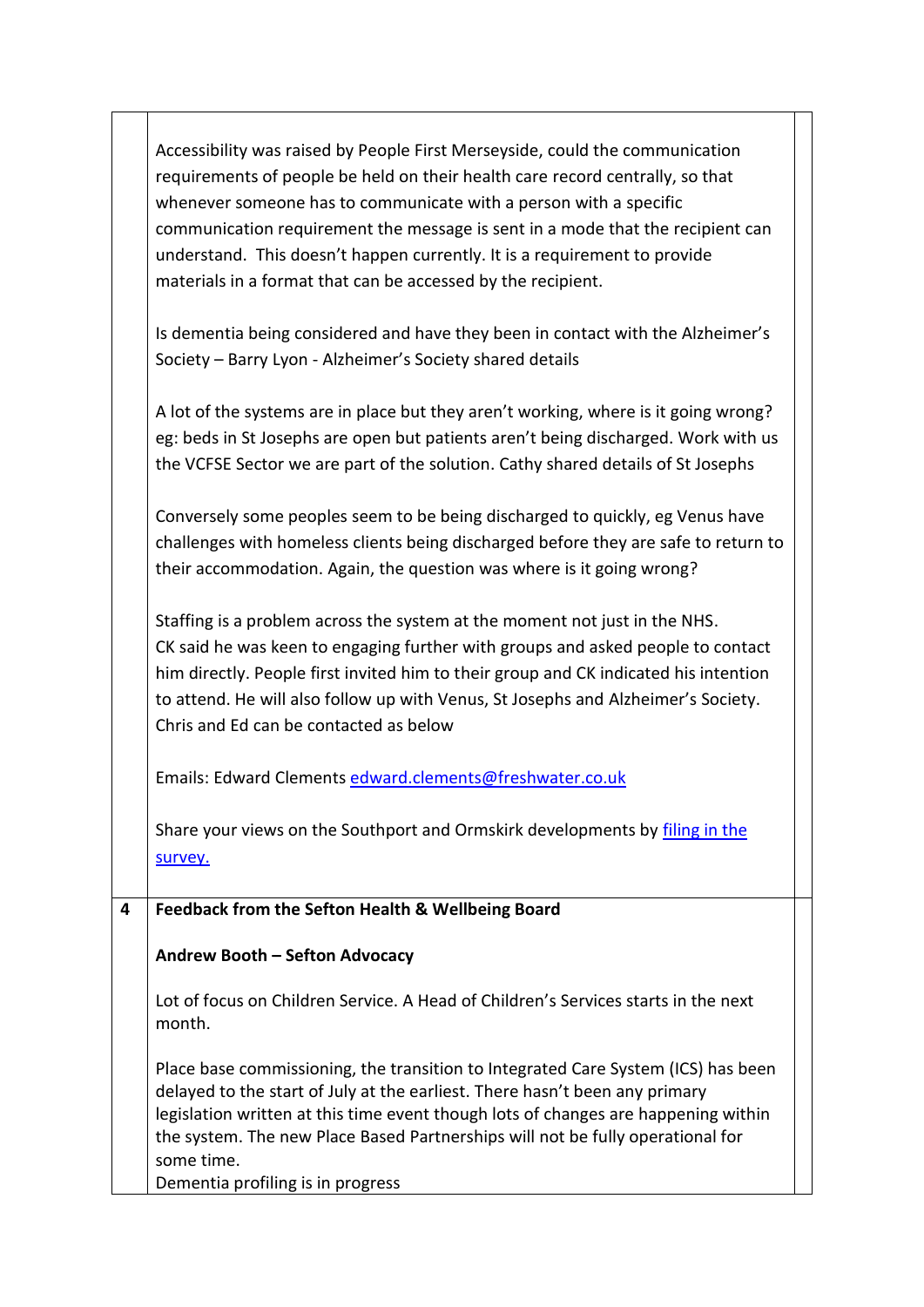| | | |
|---|---|---|
| | Accessibility was raised by People First Merseyside, could the communication requirements of people be held on their health care record centrally, so that whenever someone has to communicate with a person with a specific communication requirement the message is sent in a mode that the recipient can understand. This doesn't happen currently. It is a requirement to provide materials in a format that can be accessed by the recipient.<br><br>Is dementia being considered and have they been in contact with the Alzheimer's Society – Barry Lyon - Alzheimer's Society shared details<br><br>A lot of the systems are in place but they aren't working, where is it going wrong? eg: beds in St Josephs are open but patients aren't being discharged. Work with us the VCFSE Sector we are part of the solution. Cathy shared details of St Josephs<br><br>Conversely some peoples seem to be being discharged to quickly, eg Venus have challenges with homeless clients being discharged before they are safe to return to their accommodation. Again, the question was where is it going wrong?<br><br>Staffing is a problem across the system at the moment not just in the NHS.<br>CK said he was keen to engaging further with groups and asked people to contact him directly. People first invited him to their group and CK indicated his intention to attend. He will also follow up with Venus, St Josephs and Alzheimer's Society.<br>Chris and Ed can be contacted as below<br><br>Emails: Edward Clements edward.clements@freshwater.co.uk<br><br>Share your views on the Southport and Ormskirk developments by [filing in the survey.]() | |
| **4** | **Feedback from the Sefton Health & Wellbeing Board**<br><br>**Andrew Booth – Sefton Advocacy**<br><br>Lot of focus on Children Service. A Head of Children's Services starts in the next month.<br><br>Place base commissioning, the transition to Integrated Care System (ICS) has been delayed to the start of July at the earliest. There hasn't been any primary legislation written at this time event though lots of changes are happening within the system. The new Place Based Partnerships will not be fully operational for some time.<br>Dementia profiling is in progress | |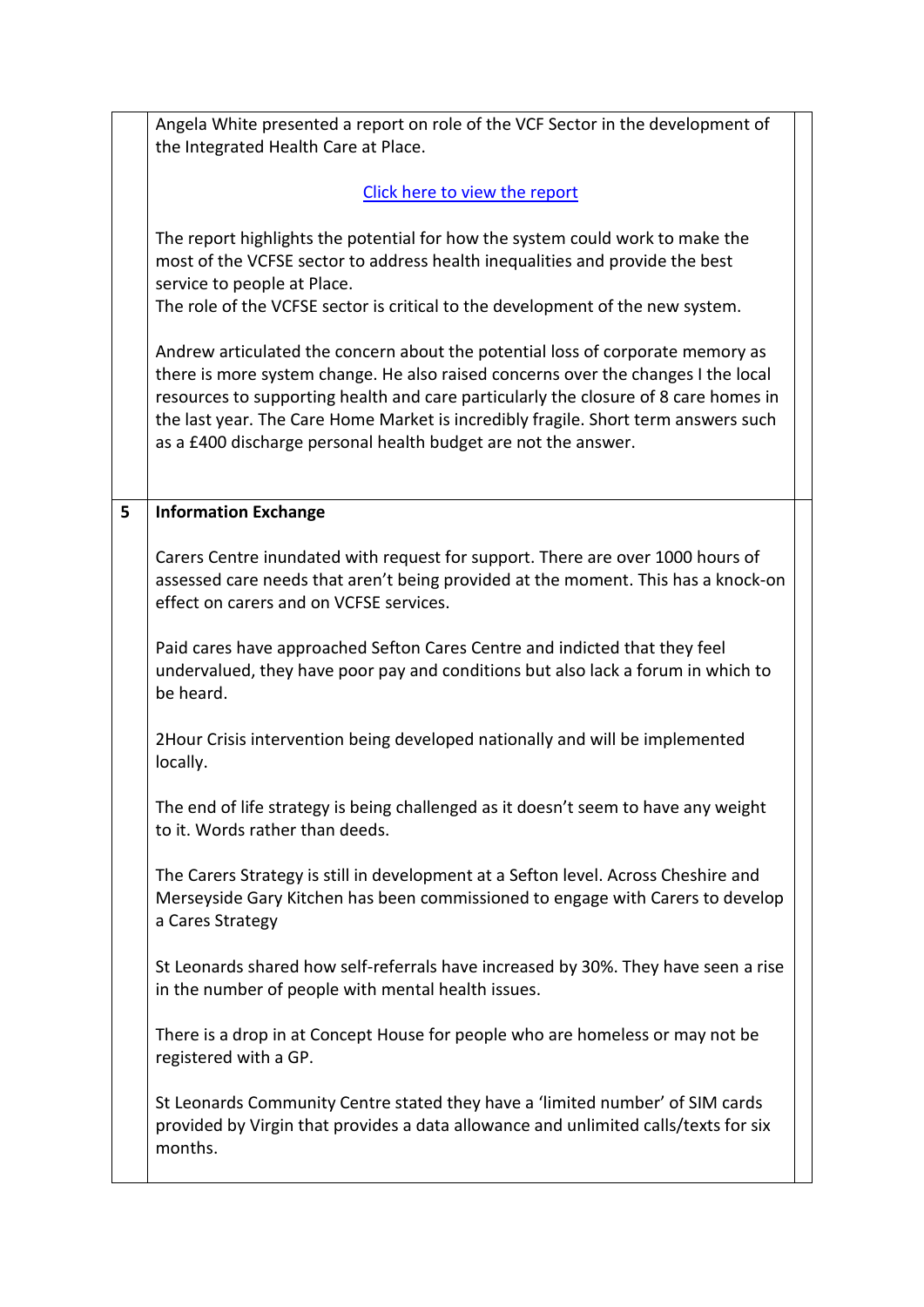| | | |
|---|---|---|
| | Angela White presented a report on role of the VCF Sector in the development of the Integrated Health Care at Place.<br><br>[Click here to view the report]<br><br>The report highlights the potential for how the system could work to make the most of the VCFSE sector to address health inequalities and provide the best service to people at Place.<br>The role of the VCFSE sector is critical to the development of the new system.<br><br>Andrew articulated the concern about the potential loss of corporate memory as there is more system change. He also raised concerns over the changes I the local resources to supporting health and care particularly the closure of 8 care homes in the last year. The Care Home Market is incredibly fragile. Short term answers such as a £400 discharge personal health budget are not the answer. | |
| **5** | **Information Exchange**<br><br>Carers Centre inundated with request for support. There are over 1000 hours of assessed care needs that aren't being provided at the moment. This has a knock-on effect on carers and on VCFSE services.<br><br>Paid cares have approached Sefton Cares Centre and indicted that they feel undervalued, they have poor pay and conditions but also lack a forum in which to be heard.<br><br>2Hour Crisis intervention being developed nationally and will be implemented locally.<br><br>The end of life strategy is being challenged as it doesn't seem to have any weight to it. Words rather than deeds.<br><br>The Carers Strategy is still in development at a Sefton level. Across Cheshire and Merseyside Gary Kitchen has been commissioned to engage with Carers to develop a Cares Strategy<br><br>St Leonards shared how self-referrals have increased by 30%. They have seen a rise in the number of people with mental health issues.<br><br>There is a drop in at Concept House for people who are homeless or may not be registered with a GP.<br><br>St Leonards Community Centre stated they have a 'limited number' of SIM cards provided by Virgin that provides a data allowance and unlimited calls/texts for six months. | |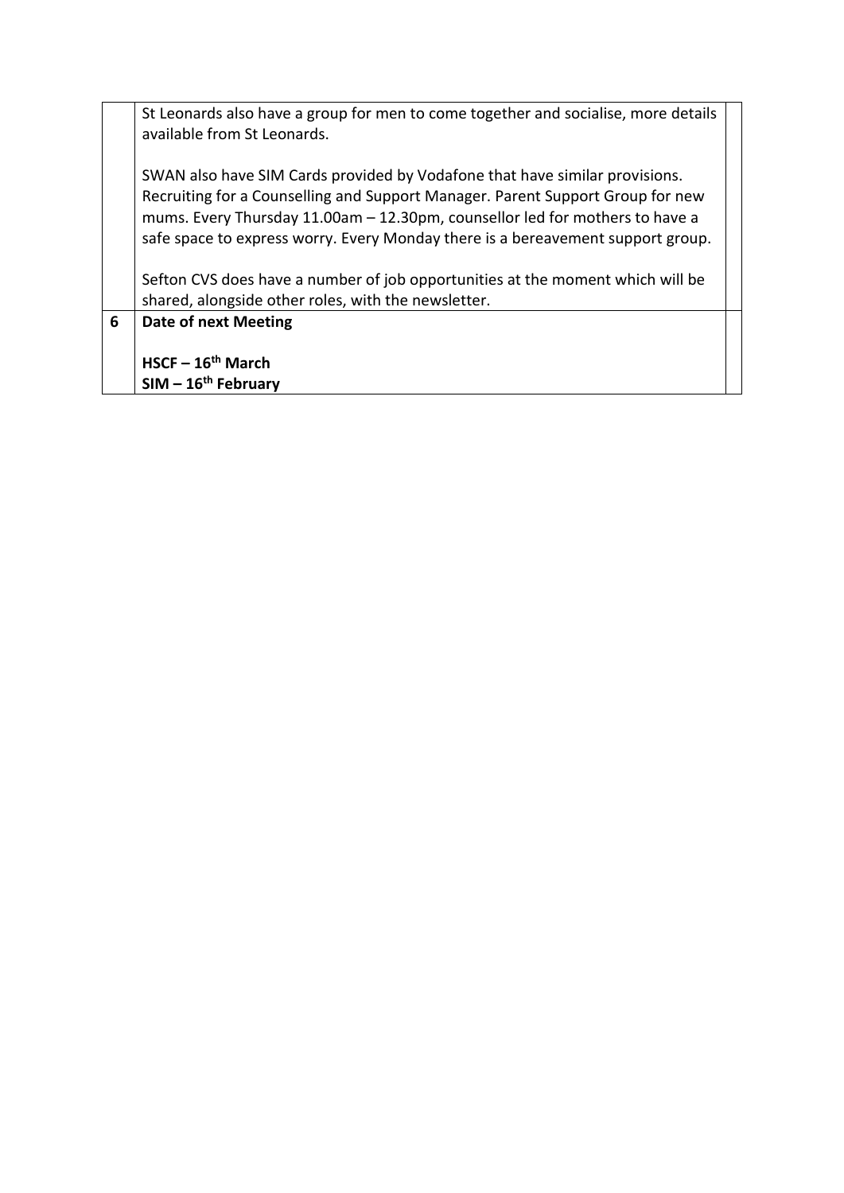| | | |
|---|---|---|
| | St Leonards also have a group for men to come together and socialise, more details available from St Leonards.<br><br>SWAN also have SIM Cards provided by Vodafone that have similar provisions. Recruiting for a Counselling and Support Manager. Parent Support Group for new mums. Every Thursday 11.00am – 12.30pm, counsellor led for mothers to have a safe space to express worry. Every Monday there is a bereavement support group.<br><br>Sefton CVS does have a number of job opportunities at the moment which will be shared, alongside other roles, with the newsletter. | |
| **6** | **Date of next Meeting**<br><br>**HSCF – 16th March**<br>**SIM – 16th February** | |